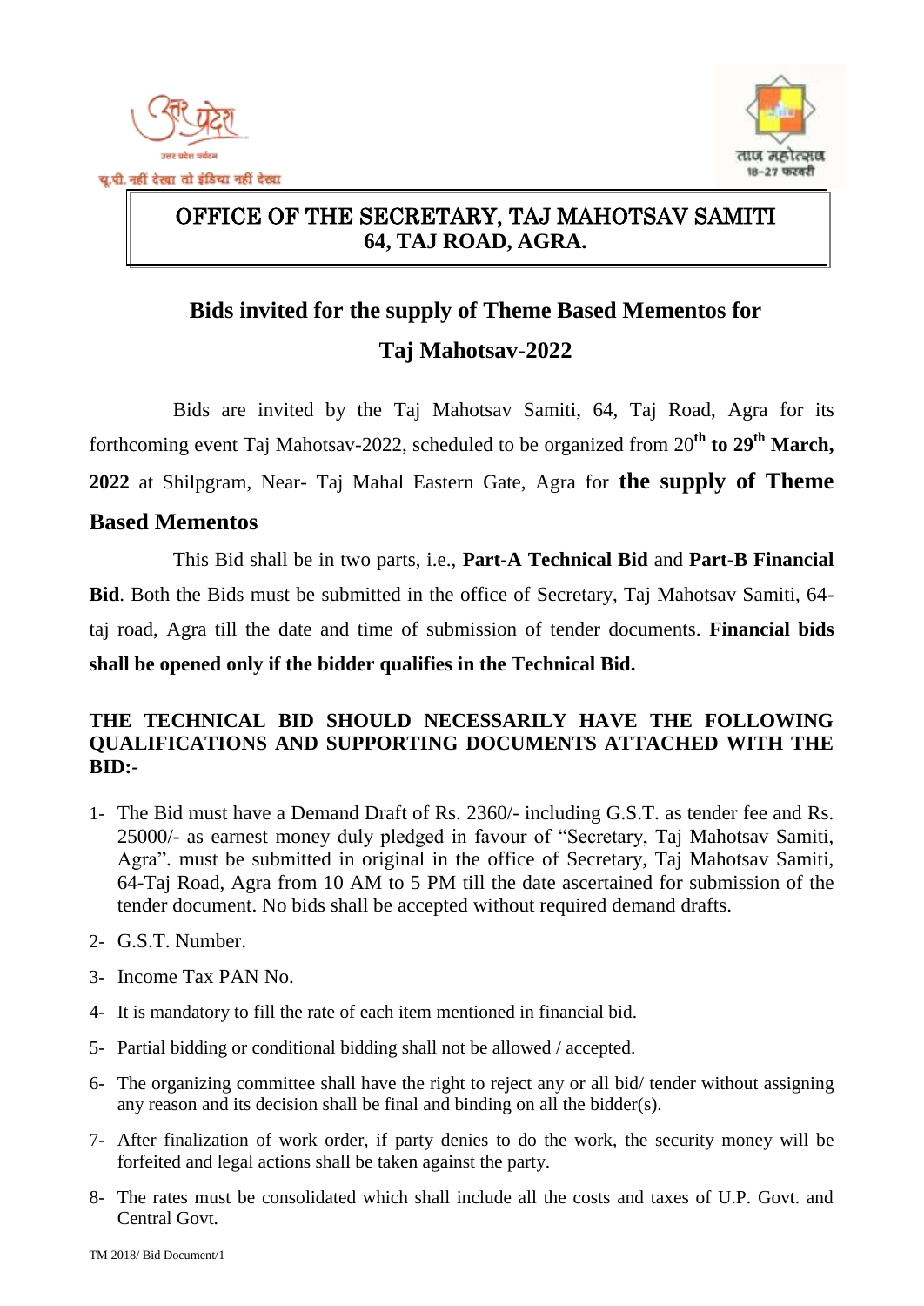# OFFICE OF THE SECRETARY, TAJ MAHOTSAV SAMITI
## 64, TAJ ROAD, AGRA.

## Bids invited for the supply of Theme Based Mementos for Taj Mahotsav-2022

Bids are invited by the Taj Mahotsav Samiti, 64, Taj Road, Agra for its forthcoming event Taj Mahotsav-2022, scheduled to be organized from 20th **to 29th March, 2022** at Shilpgram, Near- Taj Mahal Eastern Gate, Agra for **the supply of Theme Based Mementos**

This Bid shall be in two parts, i.e., **Part-A Technical Bid** and **Part-B Financial Bid**. Both the Bids must be submitted in the office of Secretary, Taj Mahotsav Samiti, 64-taj road, Agra till the date and time of submission of tender documents. **Financial bids shall be opened only if the bidder qualifies in the Technical Bid.**

**THE TECHNICAL BID SHOULD NECESSARILY HAVE THE FOLLOWING QUALIFICATIONS AND SUPPORTING DOCUMENTS ATTACHED WITH THE BID:-**

1- The Bid must have a Demand Draft of Rs. 2360/- including G.S.T. as tender fee and Rs. 25000/- as earnest money duly pledged in favour of "Secretary, Taj Mahotsav Samiti, Agra". must be submitted in original in the office of Secretary, Taj Mahotsav Samiti, 64-Taj Road, Agra from 10 AM to 5 PM till the date ascertained for submission of the tender document. No bids shall be accepted without required demand drafts.

2- G.S.T. Number.

3- Income Tax PAN No.

4- It is mandatory to fill the rate of each item mentioned in financial bid.

5- Partial bidding or conditional bidding shall not be allowed / accepted.

6- The organizing committee shall have the right to reject any or all bid/ tender without assigning any reason and its decision shall be final and binding on all the bidder(s).

7- After finalization of work order, if party denies to do the work, the security money will be forfeited and legal actions shall be taken against the party.

8- The rates must be consolidated which shall include all the costs and taxes of U.P. Govt. and Central Govt.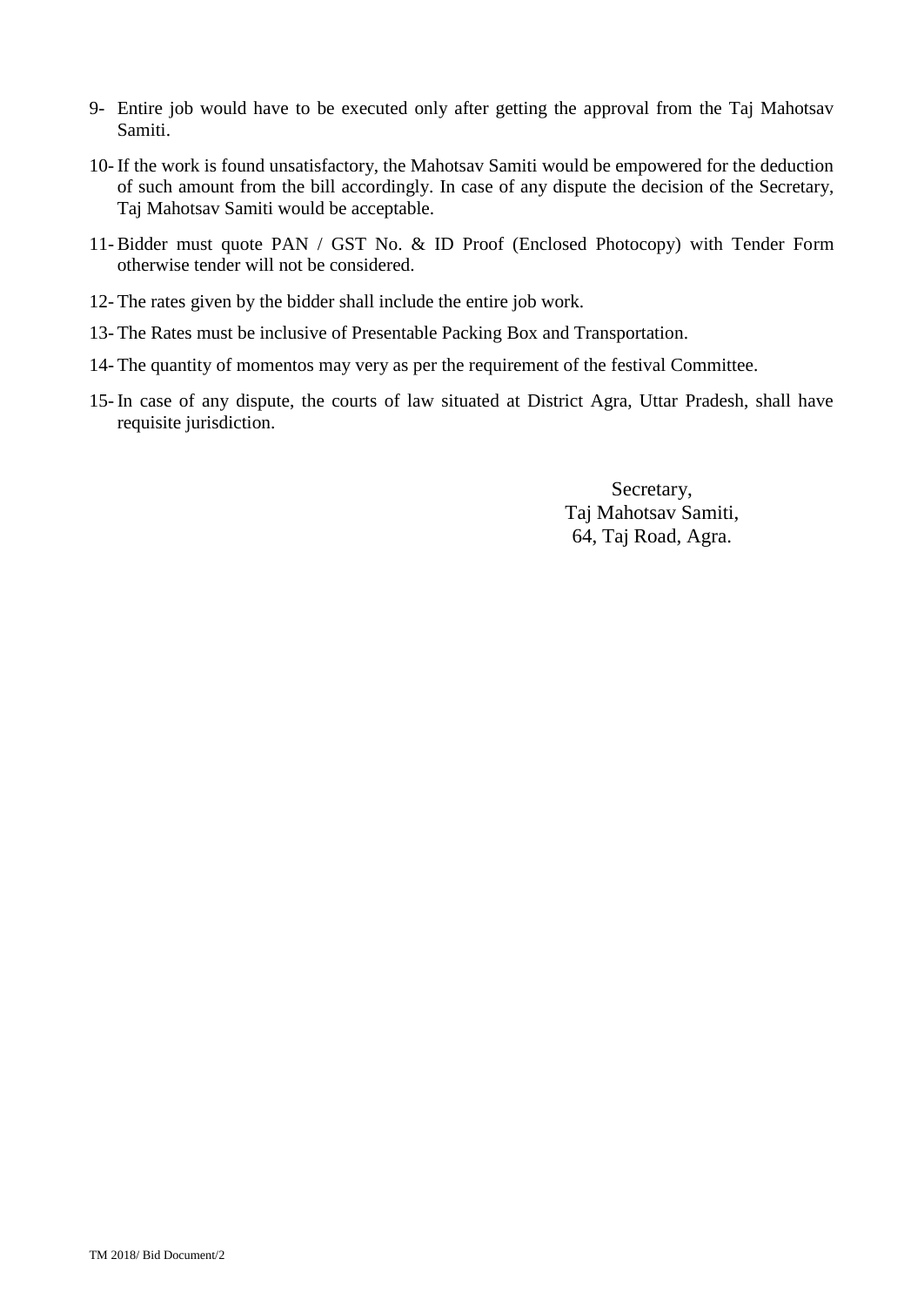9- Entire job would have to be executed only after getting the approval from the Taj Mahotsav Samiti.

10- If the work is found unsatisfactory, the Mahotsav Samiti would be empowered for the deduction of such amount from the bill accordingly. In case of any dispute the decision of the Secretary, Taj Mahotsav Samiti would be acceptable.

11- Bidder must quote PAN / GST No. & ID Proof (Enclosed Photocopy) with Tender Form otherwise tender will not be considered.

12- The rates given by the bidder shall include the entire job work.

13- The Rates must be inclusive of Presentable Packing Box and Transportation.

14- The quantity of momentos may very as per the requirement of the festival Committee.

15- In case of any dispute, the courts of law situated at District Agra, Uttar Pradesh, shall have requisite jurisdiction.

Secretary,
Taj Mahotsav Samiti,
64, Taj Road, Agra.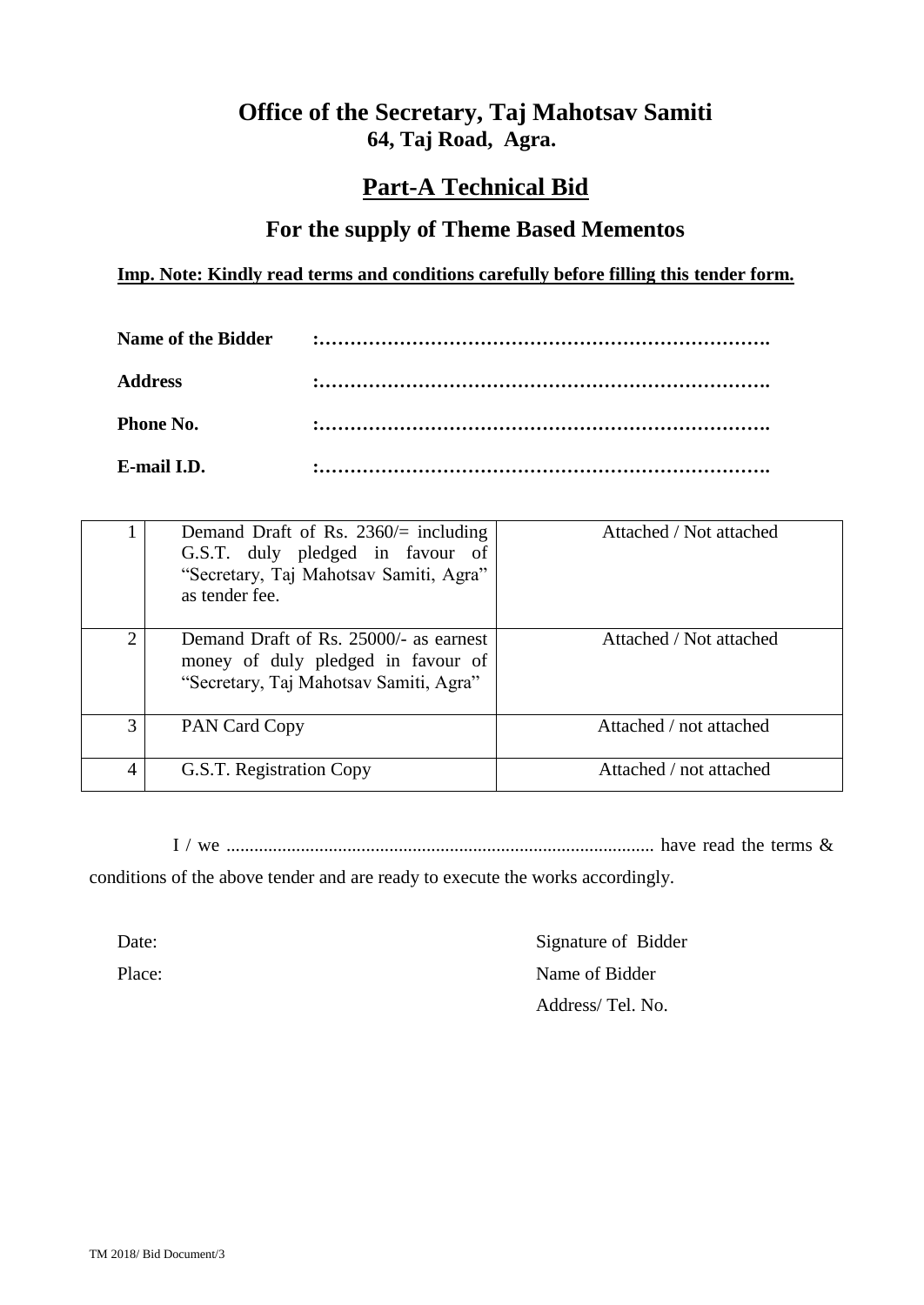# Office of the Secretary, Taj Mahotsav Samiti

## 64, Taj Road, Agra.

# Part-A Technical Bid

## For the supply of Theme Based Mementos

**Imp. Note: Kindly read terms and conditions carefully before filling this tender form.**

**Name of the Bidder** :……………………………………………………………….

**Address** :……………………………………………………………….

**Phone No.** :……………………………………………………………….

**E-mail I.D.** :……………………………………………………………….

| | | |
|---|---|---|
| 1 | Demand Draft of Rs. 2360/= including G.S.T. duly pledged in favour of "Secretary, Taj Mahotsav Samiti, Agra" as tender fee. | Attached / Not attached |
| 2 | Demand Draft of Rs. 25000/- as earnest money of duly pledged in favour of "Secretary, Taj Mahotsav Samiti, Agra" | Attached / Not attached |
| 3 | PAN Card Copy | Attached / not attached |
| 4 | G.S.T. Registration Copy | Attached / not attached |

I / we ........................................................................................... have read the terms & conditions of the above tender and are ready to execute the works accordingly.

Date:

Place:

Signature of Bidder

Name of Bidder

Address/ Tel. No.

TM 2018/ Bid Document/3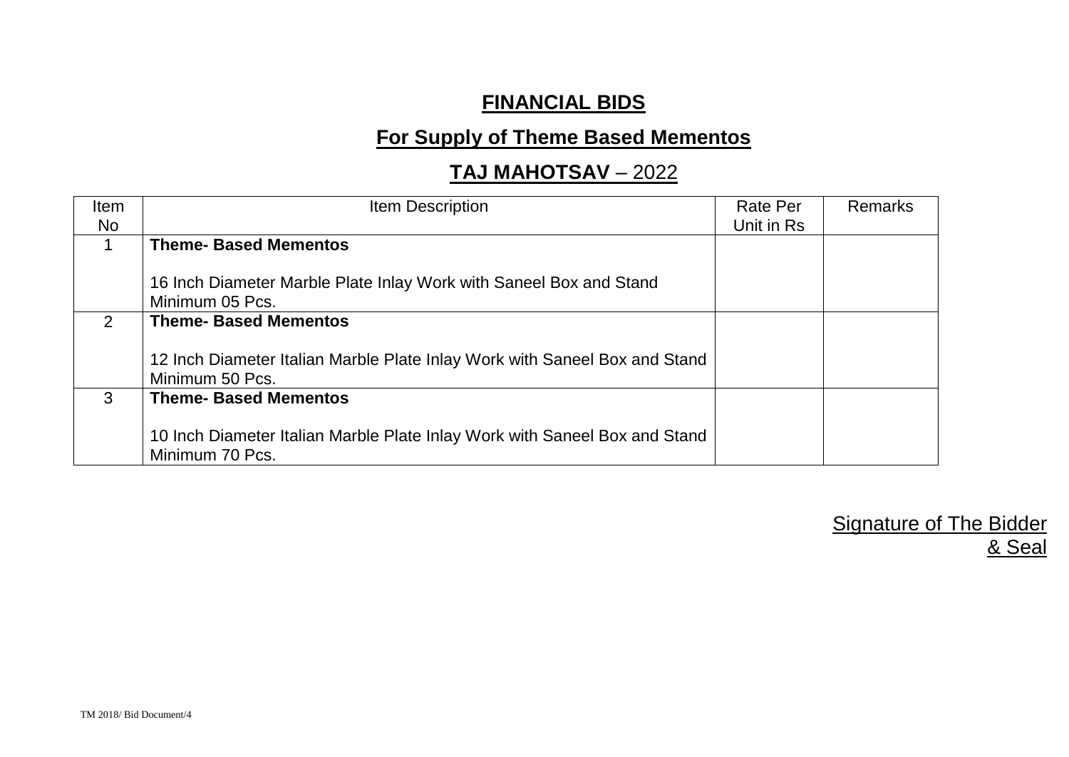## FINANCIAL BIDS

## For Supply of Theme Based Mementos

## TAJ MAHOTSAV – 2022

| Item No | Item Description | Rate Per Unit in Rs | Remarks |
|---|---|---|---|
| 1 | **Theme- Based Mementos**<br><br>16 Inch Diameter Marble Plate Inlay Work with Saneel Box and Stand Minimum 05 Pcs. | | |
| 2 | **Theme- Based Mementos**<br><br>12 Inch Diameter Italian Marble Plate Inlay Work with Saneel Box and Stand Minimum 50 Pcs. | | |
| 3 | **Theme- Based Mementos**<br><br>10 Inch Diameter Italian Marble Plate Inlay Work with Saneel Box and Stand Minimum 70 Pcs. | | |

Signature of The Bidder & Seal

TM 2018/ Bid Document/4